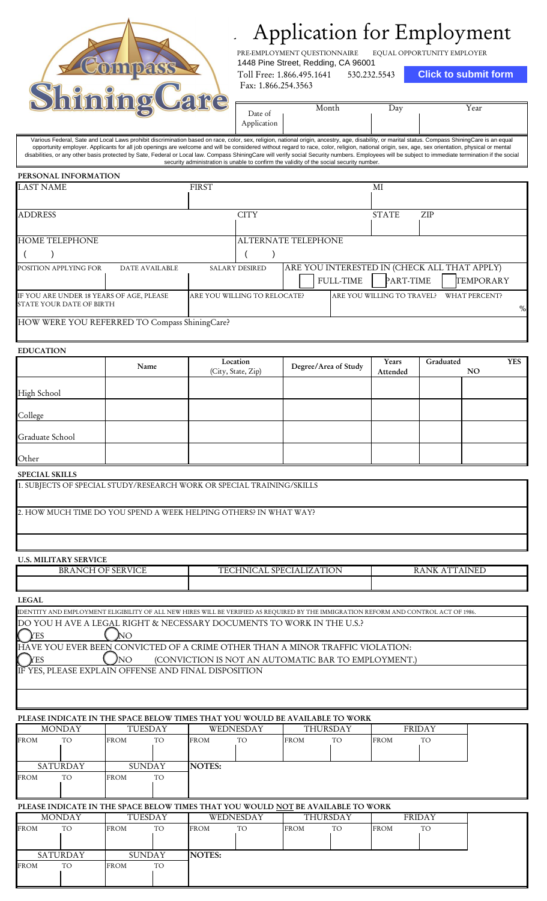Compass ShiningCare

# Application for Employment

PRE-EMPLOYMENT QUESTIONNAIRE EQUAL OPPORTUNITY EMPLOYER
1448 Pine Street, Redding, CA 96001
Toll Free: 1.866.495.1641 530.232.5543
Fax: 1.866.254.3563

**Click to submit form**

| Date of Application | Month | Day | Year |
|---|---|---|---|
| | | | |

Various Federal, Sate and Local Laws prohibit discrimination based on race, color, sex, religion, national origin, ancestry, age, disability, or marital status. Compass ShiningCare is an equal opportunity employer. Applicants for all job openings are welcome and will be considered without regard to race, color, religion, national origin, sex, age, sex orientation, physical or mental disabilities, or any other basis protected by Sate, Federal or Local law. Compass ShiningCare will verify social Security numbers. Employees will be subject to immediate termination if the social security administration is unable to confirm the validity of the social security number.

## PERSONAL INFORMATION

| LAST NAME | FIRST | MI |
|---|---|---|
| | | |

| ADDRESS | CITY | STATE | ZIP |
|---|---|---|---|
| | | | |

| HOME TELEPHONE | ALTERNATE TELEPHONE |
|---|---|
| ( ) | ( ) |

| POSITION APPLYING FOR | DATE AVAILABLE | SALARY DESIRED | ARE YOU INTERESTED IN (CHECK ALL THAT APPLY) |
|---|---|---|---|
| | | | FULL-TIME / PART-TIME / TEMPORARY |

| IF YOU ARE UNDER 18 YEARS OF AGE, PLEASE STATE YOUR DATE OF BIRTH | ARE YOU WILLING TO RELOCATE? | ARE YOU WILLING TO TRAVEL? | WHAT PERCENT? |
|---|---|---|---|
| | | | % |

HOW WERE YOU REFERRED TO Compass ShiningCare?

## EDUCATION

| | Name | Location (City, State, Zip) | Degree/Area of Study | Years Attended | Graduated YES | NO |
|---|---|---|---|---|---|---|
| High School | | | | | | |
| College | | | | | | |
| Graduate School | | | | | | |
| Other | | | | | | |

## SPECIAL SKILLS

1. SUBJECTS OF SPECIAL STUDY/RESEARCH WORK OR SPECIAL TRAINING/SKILLS

2. HOW MUCH TIME DO YOU SPEND A WEEK HELPING OTHERS? IN WHAT WAY?

## U.S. MILITARY SERVICE

| BRANCH OF SERVICE | TECHNICAL SPECIALIZATION | RANK ATTAINED |
|---|---|---|
| | | |

## LEGAL

IDENTITY AND EMPLOYMENT ELIGIBILITY OF ALL NEW HIRES WILL BE VERIFIED AS REQUIRED BY THE IMMIGRATION REFORM AND CONTROL ACT OF 1986.

DO YOU H AVE A LEGAL RIGHT & NECESSARY DOCUMENTS TO WORK IN THE U.S.?

YES NO

HAVE YOU EVER BEEN CONVICTED OF A CRIME OTHER THAN A MINOR TRAFFIC VIOLATION:

YES NO (CONVICTION IS NOT AN AUTOMATIC BAR TO EMPLOYMENT.)

IF YES, PLEASE EXPLAIN OFFENSE AND FINAL DISPOSITION

## PLEASE INDICATE IN THE SPACE BELOW TIMES THAT YOU WOULD BE AVAILABLE TO WORK

| MONDAY | | TUESDAY | | WEDNESDAY | | THURSDAY | | FRIDAY | |
|---|---|---|---|---|---|---|---|---|---|
| FROM | TO | FROM | TO | FROM | TO | FROM | TO | FROM | TO |
| | | | | | | | | | |

| SATURDAY | | SUNDAY | | NOTES: |
|---|---|---|---|---|
| FROM | TO | FROM | TO | |
| | | | | |

## PLEASE INDICATE IN THE SPACE BELOW TIMES THAT YOU WOULD NOT BE AVAILABLE TO WORK

| MONDAY | | TUESDAY | | WEDNESDAY | | THURSDAY | | FRIDAY | |
|---|---|---|---|---|---|---|---|---|---|
| FROM | TO | FROM | TO | FROM | TO | FROM | TO | FROM | TO |
| | | | | | | | | | |

| SATURDAY | | SUNDAY | | NOTES: |
|---|---|---|---|---|
| FROM | TO | FROM | TO | |
| | | | | |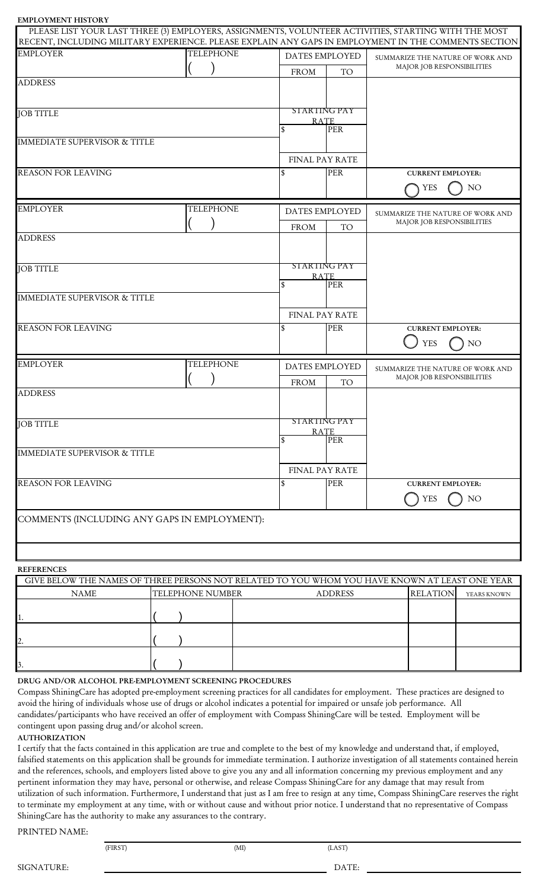**EMPLOYMENT HISTORY**

PLEASE LIST YOUR LAST THREE (3) EMPLOYERS, ASSIGNMENTS, VOLUNTEER ACTIVITIES, STARTING WITH THE MOST RECENT, INCLUDING MILITARY EXPERIENCE. PLEASE EXPLAIN ANY GAPS IN EMPLOYMENT IN THE COMMENTS SECTION

| | | | | |
|---|---|---|---|---|
| EMPLOYER | TELEPHONE ( ) | DATES EMPLOYED FROM | TO | SUMMARIZE THE NATURE OF WORK AND MAJOR JOB RESPONSIBILITIES |
| ADDRESS | | | | |
| JOB TITLE | | STARTING PAY RATE $ | PER | |
| IMMEDIATE SUPERVISOR & TITLE | | FINAL PAY RATE | | |
| REASON FOR LEAVING | | $ | PER | CURRENT EMPLOYER: ◯ YES ◯ NO |

| | | | | |
|---|---|---|---|---|
| EMPLOYER | TELEPHONE ( ) | DATES EMPLOYED FROM | TO | SUMMARIZE THE NATURE OF WORK AND MAJOR JOB RESPONSIBILITIES |
| ADDRESS | | | | |
| JOB TITLE | | STARTING PAY RATE $ | PER | |
| IMMEDIATE SUPERVISOR & TITLE | | FINAL PAY RATE | | |
| REASON FOR LEAVING | | $ | PER | CURRENT EMPLOYER: ◯ YES ◯ NO |

| | | | | |
|---|---|---|---|---|
| EMPLOYER | TELEPHONE ( ) | DATES EMPLOYED FROM | TO | SUMMARIZE THE NATURE OF WORK AND MAJOR JOB RESPONSIBILITIES |
| ADDRESS | | | | |
| JOB TITLE | | STARTING PAY RATE $ | PER | |
| IMMEDIATE SUPERVISOR & TITLE | | FINAL PAY RATE | | |
| REASON FOR LEAVING | | $ | PER | CURRENT EMPLOYER: ◯ YES ◯ NO |

COMMENTS (INCLUDING ANY GAPS IN EMPLOYMENT):

**REFERENCES**

GIVE BELOW THE NAMES OF THREE PERSONS NOT RELATED TO YOU WHOM YOU HAVE KNOWN AT LEAST ONE YEAR

| NAME | TELEPHONE NUMBER | ADDRESS | RELATION | YEARS KNOWN |
|---|---|---|---|---|
| 1. | ( ) | | | |
| 2. | ( ) | | | |
| 3. | ( ) | | | |

**DRUG AND/OR ALCOHOL PRE-EMPLOYMENT SCREENING PROCEDURES**

Compass ShiningCare has adopted pre-employment screening practices for all candidates for employment. These practices are designed to avoid the hiring of individuals whose use of drugs or alcohol indicates a potential for impaired or unsafe job performance. All candidates/participants who have received an offer of employment with Compass ShiningCare will be tested. Employment will be contingent upon passing drug and/or alcohol screen.

**AUTHORIZATION**

I certify that the facts contained in this application are true and complete to the best of my knowledge and understand that, if employed, falsified statements on this application shall be grounds for immediate termination. I authorize investigation of all statements contained herein and the references, schools, and employers listed above to give you any and all information concerning my previous employment and any pertinent information they may have, personal or otherwise, and release Compass ShiningCare for any damage that may result from utilization of such information. Furthermore, I understand that just as I am free to resign at any time, Compass ShiningCare reserves the right to terminate my employment at any time, with or without cause and without prior notice. I understand that no representative of Compass ShiningCare has the authority to make any assurances to the contrary.

PRINTED NAME: ______________ (FIRST) ______________ (MI) ______________ (LAST)

SIGNATURE: ______________________________ DATE: ______________